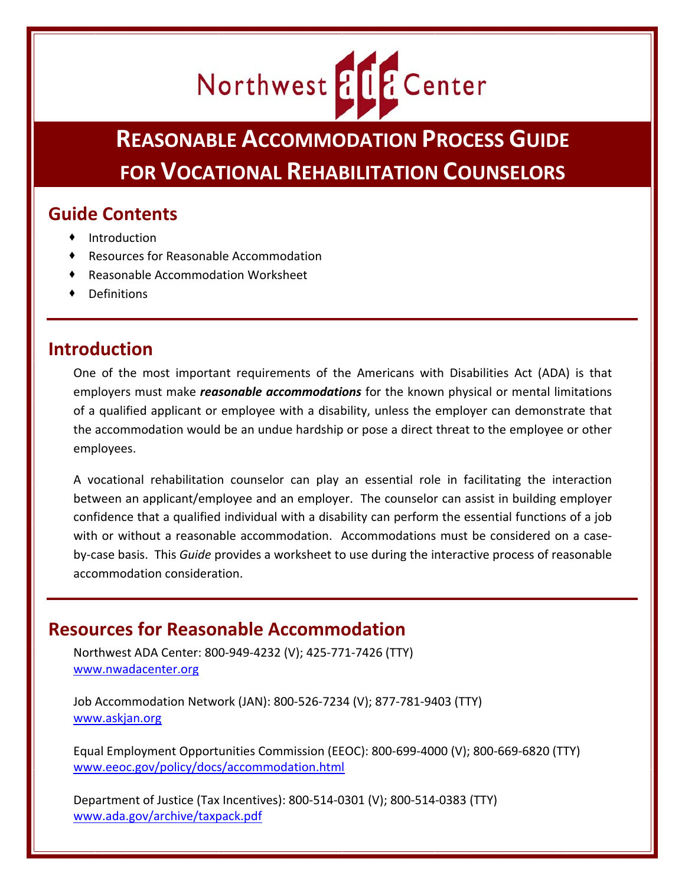# Northwest ADA Center

# Reasonable Accommodation Process Guide for Vocational Rehabilitation Counselors

## Guide Contents

- Introduction
- Resources for Reasonable Accommodation
- Reasonable Accommodation Worksheet
- Definitions

## Introduction

One of the most important requirements of the Americans with Disabilities Act (ADA) is that employers must make ***reasonable accommodations*** for the known physical or mental limitations of a qualified applicant or employee with a disability, unless the employer can demonstrate that the accommodation would be an undue hardship or pose a direct threat to the employee or other employees.

A vocational rehabilitation counselor can play an essential role in facilitating the interaction between an applicant/employee and an employer. The counselor can assist in building employer confidence that a qualified individual with a disability can perform the essential functions of a job with or without a reasonable accommodation. Accommodations must be considered on a case-by-case basis. This *Guide* provides a worksheet to use during the interactive process of reasonable accommodation consideration.

## Resources for Reasonable Accommodation

Northwest ADA Center: 800-949-4232 (V); 425-771-7426 (TTY)
www.nwadacenter.org

Job Accommodation Network (JAN): 800-526-7234 (V); 877-781-9403 (TTY)
www.askjan.org

Equal Employment Opportunities Commission (EEOC): 800-699-4000 (V); 800-669-6820 (TTY)
www.eeoc.gov/policy/docs/accommodation.html

Department of Justice (Tax Incentives): 800-514-0301 (V); 800-514-0383 (TTY)
www.ada.gov/archive/taxpack.pdf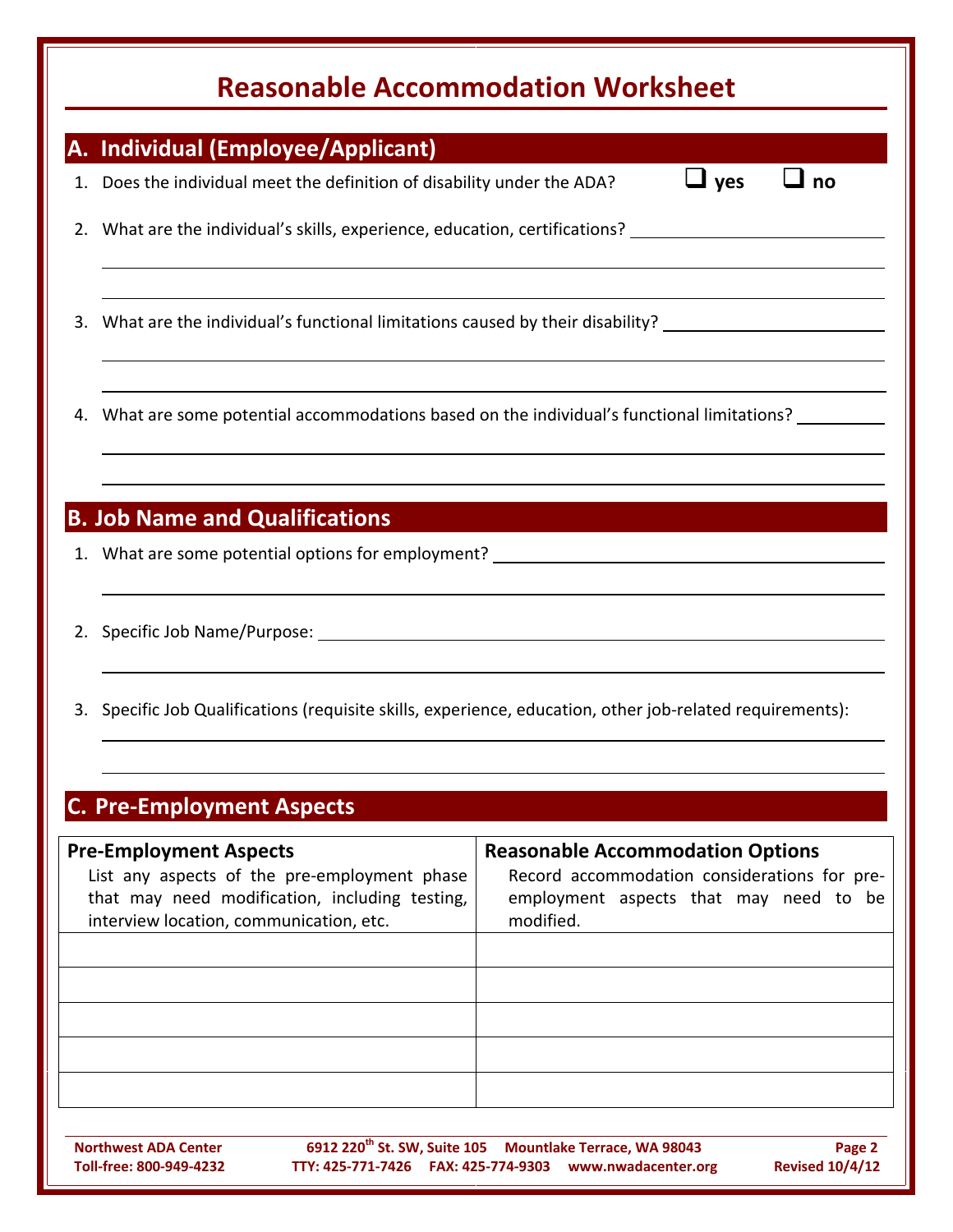# Reasonable Accommodation Worksheet

## A. Individual (Employee/Applicant)

1. Does the individual meet the definition of disability under the ADA? ☐ yes ☐ no
2. What are the individual's skills, experience, education, certifications? ______________________________
3. What are the individual's functional limitations caused by their disability? ______________________________
4. What are some potential accommodations based on the individual's functional limitations? ______________________________

## B. Job Name and Qualifications

1. What are some potential options for employment? ______________________________
2. Specific Job Name/Purpose: ______________________________
3. Specific Job Qualifications (requisite skills, experience, education, other job-related requirements): ______________________________

## C. Pre-Employment Aspects

| **Pre-Employment Aspects**<br>List any aspects of the pre-employment phase that may need modification, including testing, interview location, communication, etc. | **Reasonable Accommodation Options**<br>Record accommodation considerations for pre-employment aspects that may need to be modified. |
|---|---|
| | |
| | |
| | |
| | |
| | |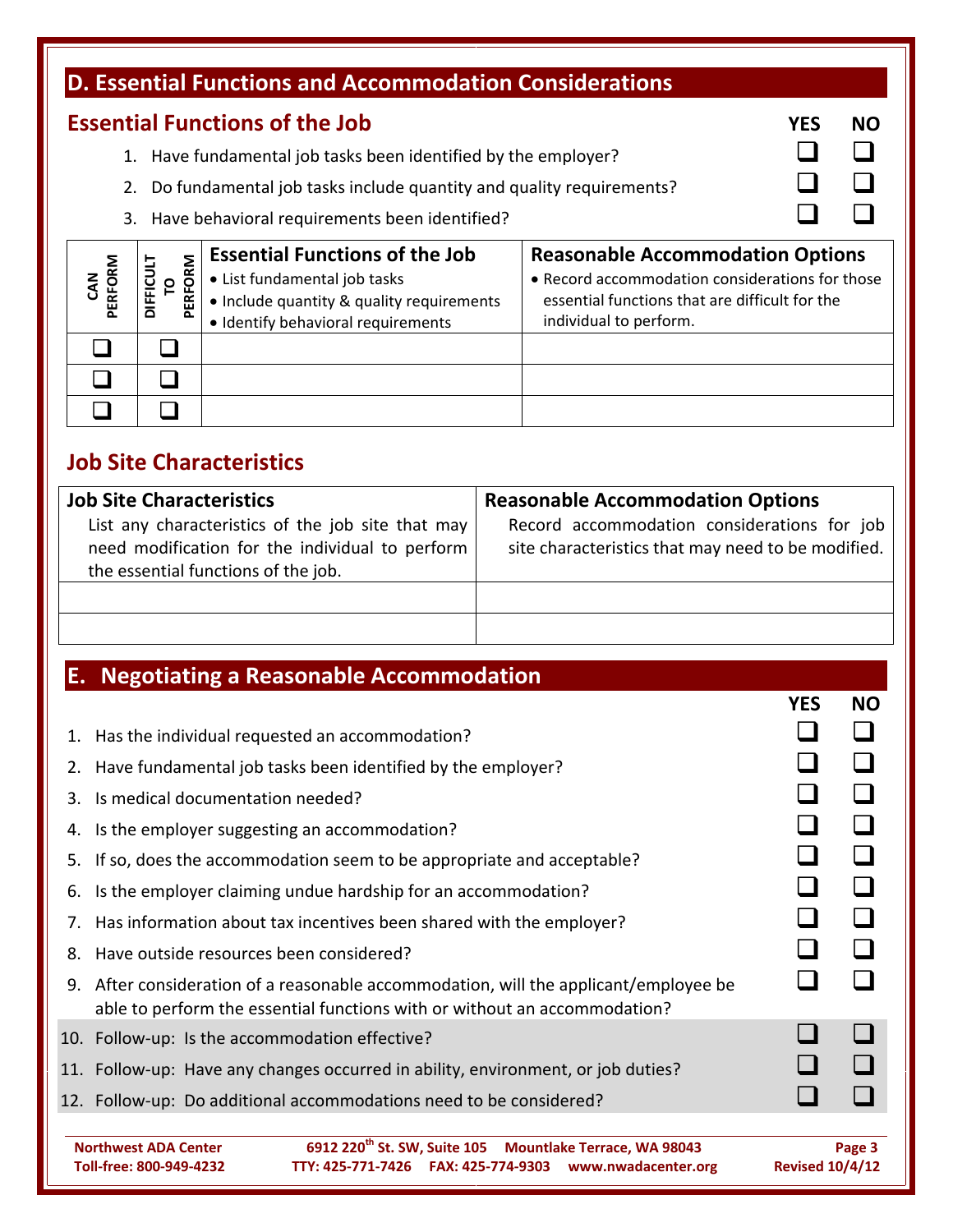## D. Essential Functions and Accommodation Considerations

### Essential Functions of the Job

| | YES | NO |
|---|---|---|
| 1. Have fundamental job tasks been identified by the employer? | ☐ | ☐ |
| 2. Do fundamental job tasks include quantity and quality requirements? | ☐ | ☐ |
| 3. Have behavioral requirements been identified? | ☐ | ☐ |

| CAN PERFORM | DIFFICULT TO PERFORM | **Essential Functions of the Job**<br>• List fundamental job tasks<br>• Include quantity & quality requirements<br>• Identify behavioral requirements | **Reasonable Accommodation Options**<br>• Record accommodation considerations for those essential functions that are difficult for the individual to perform. |
|---|---|---|---|
| ☐ | ☐ | | |
| ☐ | ☐ | | |
| ☐ | ☐ | | |

### Job Site Characteristics

| **Job Site Characteristics**<br>List any characteristics of the job site that may need modification for the individual to perform the essential functions of the job. | **Reasonable Accommodation Options**<br>Record accommodation considerations for job site characteristics that may need to be modified. |
|---|---|
| | |
| | |

## E. Negotiating a Reasonable Accommodation

| | YES | NO |
|---|---|---|
| 1. Has the individual requested an accommodation? | ☐ | ☐ |
| 2. Have fundamental job tasks been identified by the employer? | ☐ | ☐ |
| 3. Is medical documentation needed? | ☐ | ☐ |
| 4. Is the employer suggesting an accommodation? | ☐ | ☐ |
| 5. If so, does the accommodation seem to be appropriate and acceptable? | ☐ | ☐ |
| 6. Is the employer claiming undue hardship for an accommodation? | ☐ | ☐ |
| 7. Has information about tax incentives been shared with the employer? | ☐ | ☐ |
| 8. Have outside resources been considered? | ☐ | ☐ |
| 9. After consideration of a reasonable accommodation, will the applicant/employee be able to perform the essential functions with or without an accommodation? | ☐ | ☐ |
| 10. Follow-up: Is the accommodation effective? | ☐ | ☐ |
| 11. Follow-up: Have any changes occurred in ability, environment, or job duties? | ☐ | ☐ |
| 12. Follow-up: Do additional accommodations need to be considered? | ☐ | ☐ |

Northwest ADA Center — 6912 220th St. SW, Suite 105 Mountlake Terrace, WA 98043
Toll-free: 800-949-4232 TTY: 425-771-7426 FAX: 425-774-9303 www.nwadacenter.org
Revised 10/4/12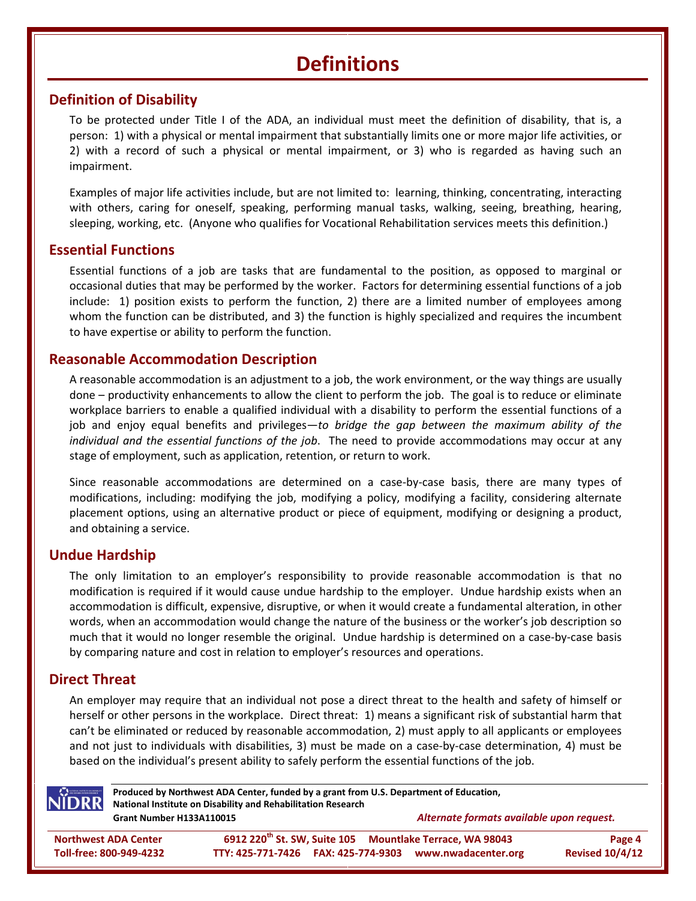# Definitions

## Definition of Disability

To be protected under Title I of the ADA, an individual must meet the definition of disability, that is, a person: 1) with a physical or mental impairment that substantially limits one or more major life activities, or 2) with a record of such a physical or mental impairment, or 3) who is regarded as having such an impairment.

Examples of major life activities include, but are not limited to: learning, thinking, concentrating, interacting with others, caring for oneself, speaking, performing manual tasks, walking, seeing, breathing, hearing, sleeping, working, etc. (Anyone who qualifies for Vocational Rehabilitation services meets this definition.)

## Essential Functions

Essential functions of a job are tasks that are fundamental to the position, as opposed to marginal or occasional duties that may be performed by the worker. Factors for determining essential functions of a job include: 1) position exists to perform the function, 2) there are a limited number of employees among whom the function can be distributed, and 3) the function is highly specialized and requires the incumbent to have expertise or ability to perform the function.

## Reasonable Accommodation Description

A reasonable accommodation is an adjustment to a job, the work environment, or the way things are usually done – productivity enhancements to allow the client to perform the job. The goal is to reduce or eliminate workplace barriers to enable a qualified individual with a disability to perform the essential functions of a job and enjoy equal benefits and privileges—*to bridge the gap between the maximum ability of the individual and the essential functions of the job*. The need to provide accommodations may occur at any stage of employment, such as application, retention, or return to work.

Since reasonable accommodations are determined on a case-by-case basis, there are many types of modifications, including: modifying the job, modifying a policy, modifying a facility, considering alternate placement options, using an alternative product or piece of equipment, modifying or designing a product, and obtaining a service.

## Undue Hardship

The only limitation to an employer's responsibility to provide reasonable accommodation is that no modification is required if it would cause undue hardship to the employer. Undue hardship exists when an accommodation is difficult, expensive, disruptive, or when it would create a fundamental alteration, in other words, when an accommodation would change the nature of the business or the worker's job description so much that it would no longer resemble the original. Undue hardship is determined on a case-by-case basis by comparing nature and cost in relation to employer's resources and operations.

## Direct Threat

An employer may require that an individual not pose a direct threat to the health and safety of himself or herself or other persons in the workplace. Direct threat: 1) means a significant risk of substantial harm that can't be eliminated or reduced by reasonable accommodation, 2) must apply to all applicants or employees and not just to individuals with disabilities, 3) must be made on a case-by-case determination, 4) must be based on the individual's present ability to safely perform the essential functions of the job.

**Produced by Northwest ADA Center, funded by a grant from U.S. Department of Education, National Institute on Disability and Rehabilitation Research**
**Grant Number H133A110015**

***Alternate formats available upon request.***

**Northwest ADA Center** | **6912 220th St. SW, Suite 105** | **Mountlake Terrace, WA 98043**
**Toll-free: 800-949-4232** | **TTY: 425-771-7426** | **FAX: 425-774-9303** | **www.nwadacenter.org**
**Revised 10/4/12**